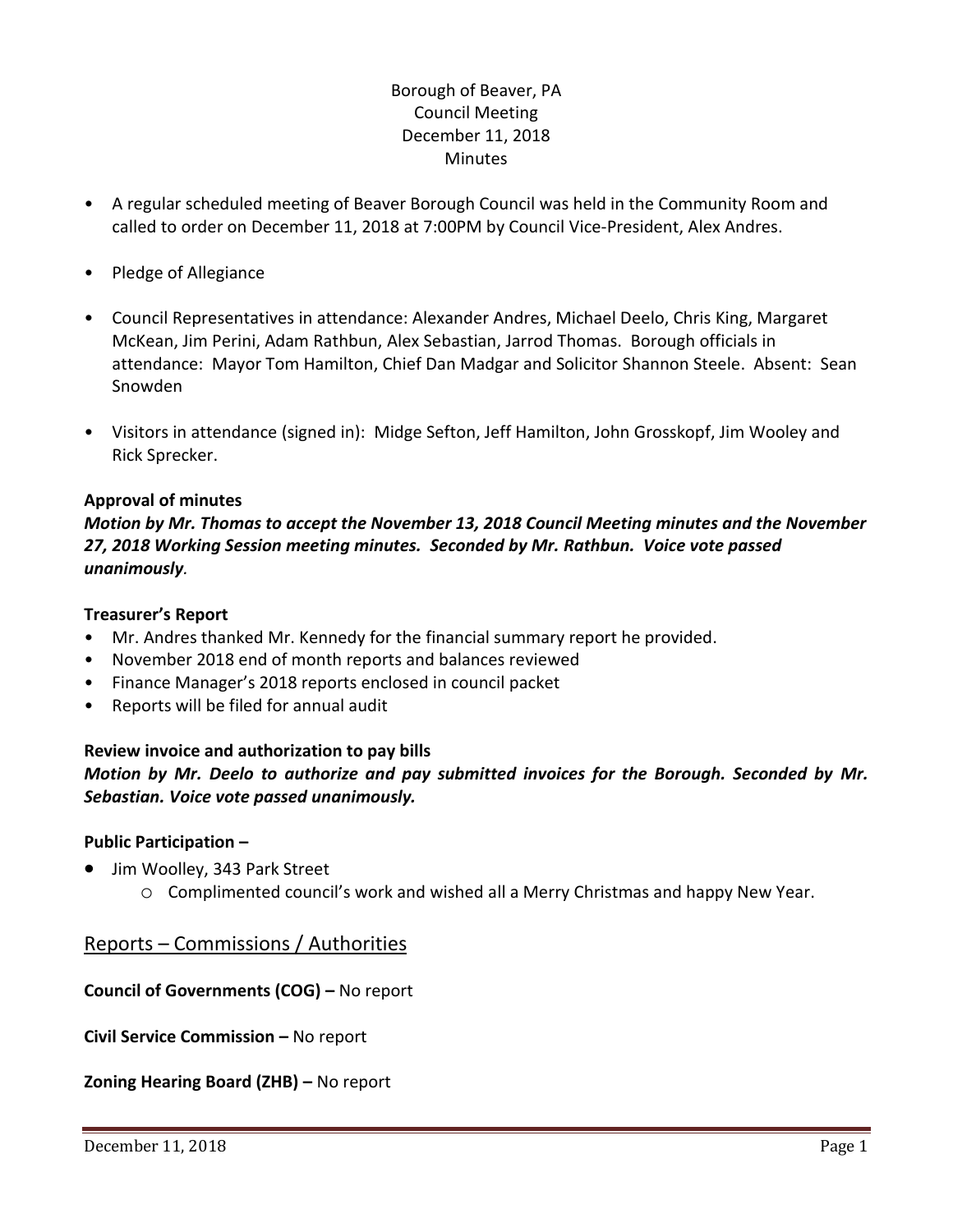# Borough of Beaver, PA
## Council Meeting
## December 11, 2018
## Minutes

- A regular scheduled meeting of Beaver Borough Council was held in the Community Room and called to order on December 11, 2018 at 7:00PM by Council Vice-President, Alex Andres.
- Pledge of Allegiance
- Council Representatives in attendance: Alexander Andres, Michael Deelo, Chris King, Margaret McKean, Jim Perini, Adam Rathbun, Alex Sebastian, Jarrod Thomas. Borough officials in attendance: Mayor Tom Hamilton, Chief Dan Madgar and Solicitor Shannon Steele. Absent: Sean Snowden
- Visitors in attendance (signed in): Midge Sefton, Jeff Hamilton, John Grosskopf, Jim Wooley and Rick Sprecker.

**Approval of minutes**

***Motion by Mr. Thomas to accept the November 13, 2018 Council Meeting minutes and the November 27, 2018 Working Session meeting minutes. Seconded by Mr. Rathbun. Voice vote passed unanimously.***

**Treasurer's Report**

- Mr. Andres thanked Mr. Kennedy for the financial summary report he provided.
- November 2018 end of month reports and balances reviewed
- Finance Manager's 2018 reports enclosed in council packet
- Reports will be filed for annual audit

**Review invoice and authorization to pay bills**

***Motion by Mr. Deelo to authorize and pay submitted invoices for the Borough. Seconded by Mr. Sebastian. Voice vote passed unanimously.***

**Public Participation –**

- Jim Woolley, 343 Park Street
  - Complimented council's work and wished all a Merry Christmas and happy New Year.

## Reports – Commissions / Authorities

**Council of Governments (COG) –** No report

**Civil Service Commission –** No report

**Zoning Hearing Board (ZHB) –** No report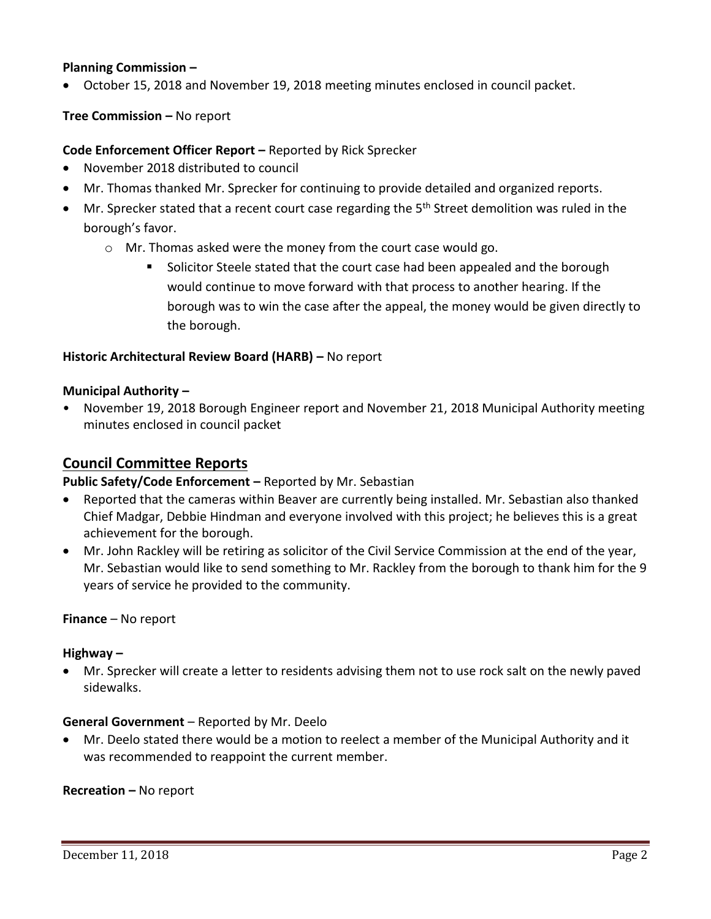**Planning Commission –**

- October 15, 2018 and November 19, 2018 meeting minutes enclosed in council packet.

**Tree Commission –** No report

**Code Enforcement Officer Report –** Reported by Rick Sprecker

- November 2018 distributed to council
- Mr. Thomas thanked Mr. Sprecker for continuing to provide detailed and organized reports.
- Mr. Sprecker stated that a recent court case regarding the 5th Street demolition was ruled in the borough's favor.
  - Mr. Thomas asked were the money from the court case would go.
    - Solicitor Steele stated that the court case had been appealed and the borough would continue to move forward with that process to another hearing. If the borough was to win the case after the appeal, the money would be given directly to the borough.

**Historic Architectural Review Board (HARB) –** No report

**Municipal Authority –**

- November 19, 2018 Borough Engineer report and November 21, 2018 Municipal Authority meeting minutes enclosed in council packet

## Council Committee Reports

**Public Safety/Code Enforcement –** Reported by Mr. Sebastian

- Reported that the cameras within Beaver are currently being installed. Mr. Sebastian also thanked Chief Madgar, Debbie Hindman and everyone involved with this project; he believes this is a great achievement for the borough.
- Mr. John Rackley will be retiring as solicitor of the Civil Service Commission at the end of the year, Mr. Sebastian would like to send something to Mr. Rackley from the borough to thank him for the 9 years of service he provided to the community.

**Finance** – No report

**Highway –**

- Mr. Sprecker will create a letter to residents advising them not to use rock salt on the newly paved sidewalks.

**General Government** – Reported by Mr. Deelo

- Mr. Deelo stated there would be a motion to reelect a member of the Municipal Authority and it was recommended to reappoint the current member.

**Recreation –** No report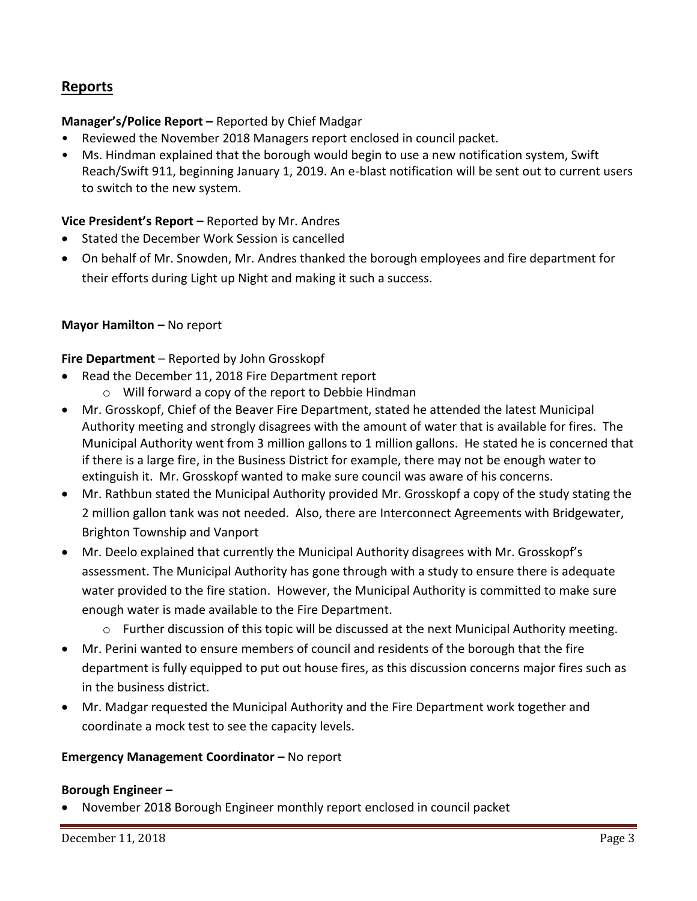## Reports

**Manager's/Police Report –** Reported by Chief Madgar

- Reviewed the November 2018 Managers report enclosed in council packet.
- Ms. Hindman explained that the borough would begin to use a new notification system, Swift Reach/Swift 911, beginning January 1, 2019. An e-blast notification will be sent out to current users to switch to the new system.

**Vice President's Report –** Reported by Mr. Andres

- Stated the December Work Session is cancelled
- On behalf of Mr. Snowden, Mr. Andres thanked the borough employees and fire department for their efforts during Light up Night and making it such a success.

**Mayor Hamilton –** No report

**Fire Department** – Reported by John Grosskopf

- Read the December 11, 2018 Fire Department report
  - Will forward a copy of the report to Debbie Hindman
- Mr. Grosskopf, Chief of the Beaver Fire Department, stated he attended the latest Municipal Authority meeting and strongly disagrees with the amount of water that is available for fires. The Municipal Authority went from 3 million gallons to 1 million gallons. He stated he is concerned that if there is a large fire, in the Business District for example, there may not be enough water to extinguish it. Mr. Grosskopf wanted to make sure council was aware of his concerns.
- Mr. Rathbun stated the Municipal Authority provided Mr. Grosskopf a copy of the study stating the 2 million gallon tank was not needed. Also, there are Interconnect Agreements with Bridgewater, Brighton Township and Vanport
- Mr. Deelo explained that currently the Municipal Authority disagrees with Mr. Grosskopf's assessment. The Municipal Authority has gone through with a study to ensure there is adequate water provided to the fire station. However, the Municipal Authority is committed to make sure enough water is made available to the Fire Department.
  - Further discussion of this topic will be discussed at the next Municipal Authority meeting.
- Mr. Perini wanted to ensure members of council and residents of the borough that the fire department is fully equipped to put out house fires, as this discussion concerns major fires such as in the business district.
- Mr. Madgar requested the Municipal Authority and the Fire Department work together and coordinate a mock test to see the capacity levels.

**Emergency Management Coordinator –** No report

**Borough Engineer –**

- November 2018 Borough Engineer monthly report enclosed in council packet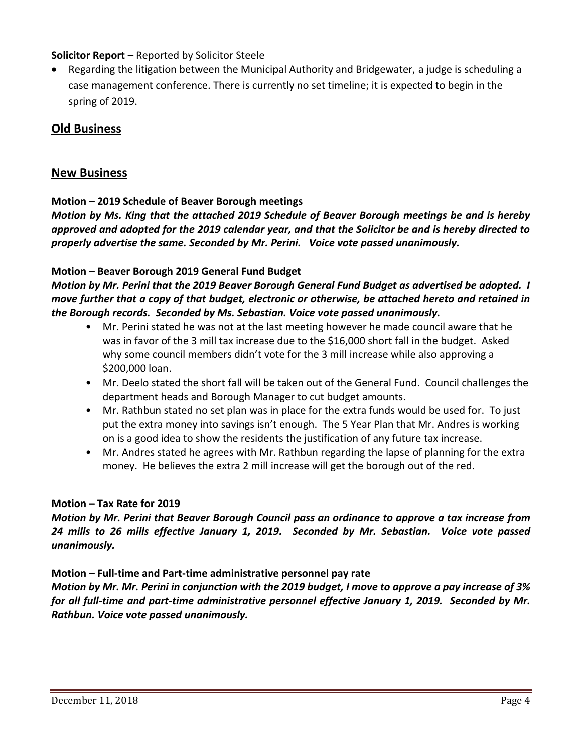**Solicitor Report –** Reported by Solicitor Steele

- Regarding the litigation between the Municipal Authority and Bridgewater, a judge is scheduling a case management conference. There is currently no set timeline; it is expected to begin in the spring of 2019.

## Old Business

## New Business

**Motion – 2019 Schedule of Beaver Borough meetings**

***Motion by Ms. King that the attached 2019 Schedule of Beaver Borough meetings be and is hereby approved and adopted for the 2019 calendar year, and that the Solicitor be and is hereby directed to properly advertise the same. Seconded by Mr. Perini. Voice vote passed unanimously.***

**Motion – Beaver Borough 2019 General Fund Budget**

***Motion by Mr. Perini that the 2019 Beaver Borough General Fund Budget as advertised be adopted. I move further that a copy of that budget, electronic or otherwise, be attached hereto and retained in the Borough records. Seconded by Ms. Sebastian. Voice vote passed unanimously.***

- Mr. Perini stated he was not at the last meeting however he made council aware that he was in favor of the 3 mill tax increase due to the $16,000 short fall in the budget. Asked why some council members didn't vote for the 3 mill increase while also approving a $200,000 loan.
- Mr. Deelo stated the short fall will be taken out of the General Fund. Council challenges the department heads and Borough Manager to cut budget amounts.
- Mr. Rathbun stated no set plan was in place for the extra funds would be used for. To just put the extra money into savings isn't enough. The 5 Year Plan that Mr. Andres is working on is a good idea to show the residents the justification of any future tax increase.
- Mr. Andres stated he agrees with Mr. Rathbun regarding the lapse of planning for the extra money. He believes the extra 2 mill increase will get the borough out of the red.

**Motion – Tax Rate for 2019**

***Motion by Mr. Perini that Beaver Borough Council pass an ordinance to approve a tax increase from 24 mills to 26 mills effective January 1, 2019. Seconded by Mr. Sebastian. Voice vote passed unanimously.***

**Motion – Full-time and Part-time administrative personnel pay rate**

***Motion by Mr. Mr. Perini in conjunction with the 2019 budget, I move to approve a pay increase of 3% for all full-time and part-time administrative personnel effective January 1, 2019. Seconded by Mr. Rathbun. Voice vote passed unanimously.***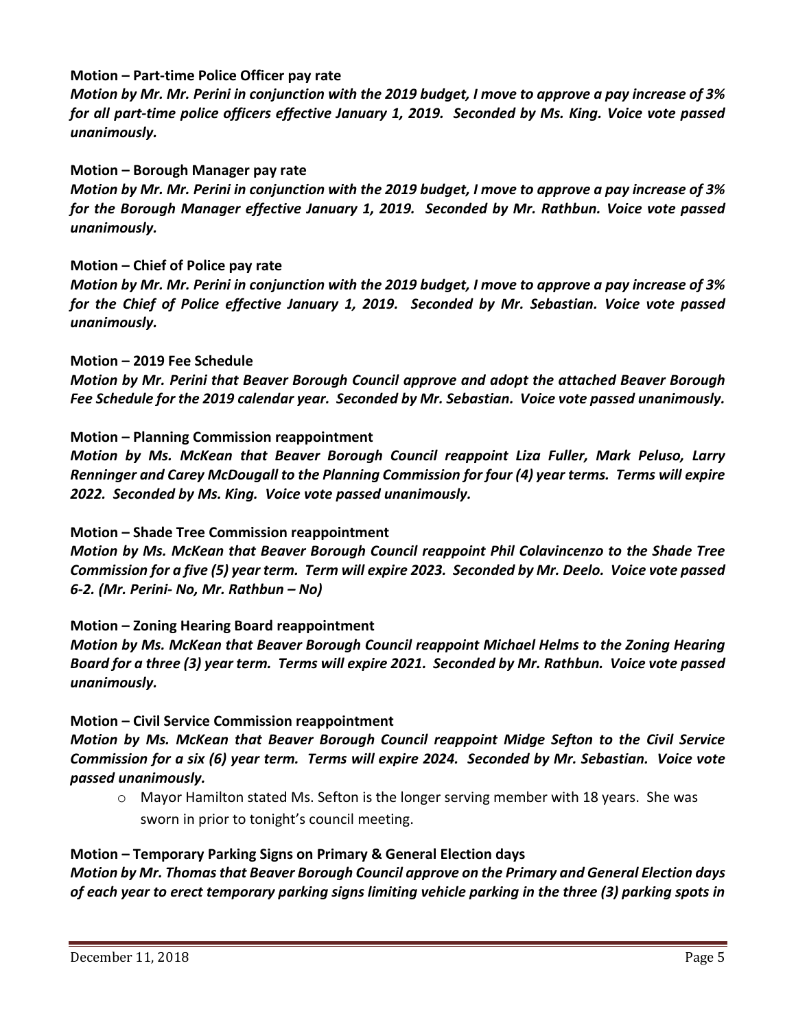**Motion – Part-time Police Officer pay rate**

***Motion by Mr. Mr. Perini in conjunction with the 2019 budget, I move to approve a pay increase of 3% for all part-time police officers effective January 1, 2019. Seconded by Ms. King. Voice vote passed unanimously.***

**Motion – Borough Manager pay rate**

***Motion by Mr. Mr. Perini in conjunction with the 2019 budget, I move to approve a pay increase of 3% for the Borough Manager effective January 1, 2019. Seconded by Mr. Rathbun. Voice vote passed unanimously.***

**Motion – Chief of Police pay rate**

***Motion by Mr. Mr. Perini in conjunction with the 2019 budget, I move to approve a pay increase of 3% for the Chief of Police effective January 1, 2019. Seconded by Mr. Sebastian. Voice vote passed unanimously.***

**Motion – 2019 Fee Schedule**

***Motion by Mr. Perini that Beaver Borough Council approve and adopt the attached Beaver Borough Fee Schedule for the 2019 calendar year. Seconded by Mr. Sebastian. Voice vote passed unanimously.***

**Motion – Planning Commission reappointment**

***Motion by Ms. McKean that Beaver Borough Council reappoint Liza Fuller, Mark Peluso, Larry Renninger and Carey McDougall to the Planning Commission for four (4) year terms. Terms will expire 2022. Seconded by Ms. King. Voice vote passed unanimously.***

**Motion – Shade Tree Commission reappointment**

***Motion by Ms. McKean that Beaver Borough Council reappoint Phil Colavincenzo to the Shade Tree Commission for a five (5) year term. Term will expire 2023. Seconded by Mr. Deelo. Voice vote passed 6-2. (Mr. Perini- No, Mr. Rathbun – No)***

**Motion – Zoning Hearing Board reappointment**

***Motion by Ms. McKean that Beaver Borough Council reappoint Michael Helms to the Zoning Hearing Board for a three (3) year term. Terms will expire 2021. Seconded by Mr. Rathbun. Voice vote passed unanimously.***

**Motion – Civil Service Commission reappointment**

***Motion by Ms. McKean that Beaver Borough Council reappoint Midge Sefton to the Civil Service Commission for a six (6) year term. Terms will expire 2024. Seconded by Mr. Sebastian. Voice vote passed unanimously.***

- Mayor Hamilton stated Ms. Sefton is the longer serving member with 18 years. She was sworn in prior to tonight's council meeting.

**Motion – Temporary Parking Signs on Primary & General Election days**

***Motion by Mr. Thomas that Beaver Borough Council approve on the Primary and General Election days of each year to erect temporary parking signs limiting vehicle parking in the three (3) parking spots in***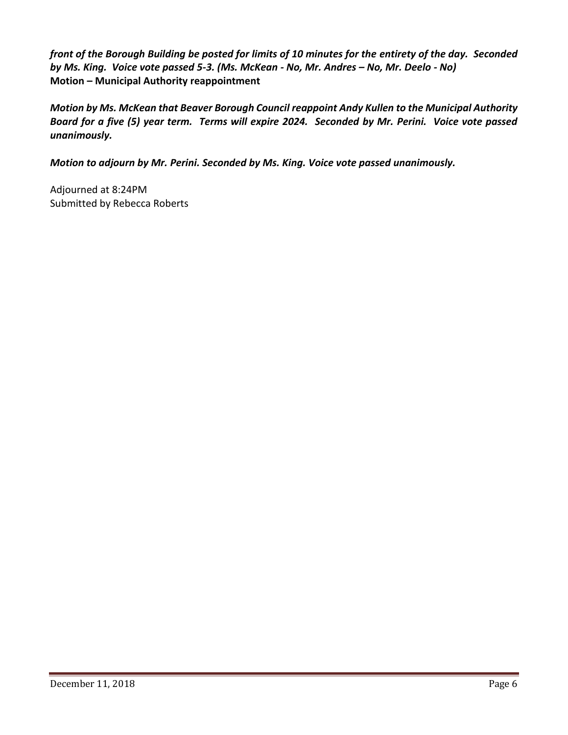***front of the Borough Building be posted for limits of 10 minutes for the entirety of the day. Seconded by Ms. King. Voice vote passed 5-3. (Ms. McKean - No, Mr. Andres – No, Mr. Deelo - No)***

**Motion – Municipal Authority reappointment**

***Motion by Ms. McKean that Beaver Borough Council reappoint Andy Kullen to the Municipal Authority Board for a five (5) year term. Terms will expire 2024. Seconded by Mr. Perini. Voice vote passed unanimously.***

***Motion to adjourn by Mr. Perini. Seconded by Ms. King. Voice vote passed unanimously.***

Adjourned at 8:24PM
Submitted by Rebecca Roberts